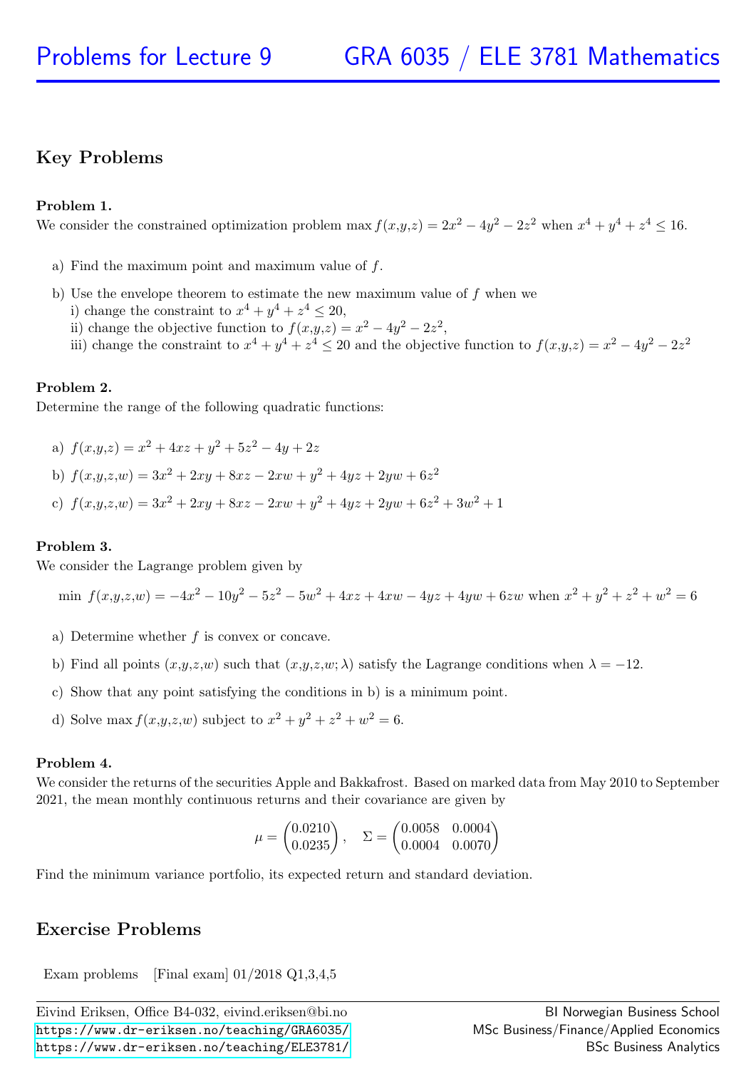# Problems for Lecture 9 — GRA 6035 / ELE 3781 Mathematics

## Key Problems

**Problem 1.**
We consider the constrained optimization problem $\max f(x,y,z) = 2x^2 - 4y^2 - 2z^2$ when $x^4 + y^4 + z^4 \leq 16$.

a) Find the maximum point and maximum value of $f$.

b) Use the envelope theorem to estimate the new maximum value of $f$ when we
   i) change the constraint to $x^4 + y^4 + z^4 \leq 20$,
   ii) change the objective function to $f(x,y,z) = x^2 - 4y^2 - 2z^2$,
   iii) change the constraint to $x^4 + y^4 + z^4 \leq 20$ and the objective function to $f(x,y,z) = x^2 - 4y^2 - 2z^2$

**Problem 2.**
Determine the range of the following quadratic functions:

a) $f(x,y,z) = x^2 + 4xz + y^2 + 5z^2 - 4y + 2z$

b) $f(x,y,z,w) = 3x^2 + 2xy + 8xz - 2xw + y^2 + 4yz + 2yw + 6z^2$

c) $f(x,y,z,w) = 3x^2 + 2xy + 8xz - 2xw + y^2 + 4yz + 2yw + 6z^2 + 3w^2 + 1$

**Problem 3.**
We consider the Lagrange problem given by

$$\min \; f(x,y,z,w) = -4x^2 - 10y^2 - 5z^2 - 5w^2 + 4xz + 4xw - 4yz + 4yw + 6zw \text{ when } x^2 + y^2 + z^2 + w^2 = 6$$

a) Determine whether $f$ is convex or concave.

b) Find all points $(x,y,z,w)$ such that $(x,y,z,w;\lambda)$ satisfy the Lagrange conditions when $\lambda = -12$.

c) Show that any point satisfying the conditions in b) is a minimum point.

d) Solve $\max f(x,y,z,w)$ subject to $x^2 + y^2 + z^2 + w^2 = 6$.

**Problem 4.**
We consider the returns of the securities Apple and Bakkafrost. Based on marked data from May 2010 to September 2021, the mean monthly continuous returns and their covariance are given by

$$\mu = \begin{pmatrix} 0.0210 \\ 0.0235 \end{pmatrix}, \quad \Sigma = \begin{pmatrix} 0.0058 & 0.0004 \\ 0.0004 & 0.0070 \end{pmatrix}$$

Find the minimum variance portfolio, its expected return and standard deviation.

## Exercise Problems

Exam problems [Final exam] 01/2018 Q1,3,4,5

Eivind Eriksen, Office B4-032, eivind.eriksen@bi.no
https://www.dr-eriksen.no/teaching/GRA6035/
https://www.dr-eriksen.no/teaching/ELE3781/

BI Norwegian Business School
MSc Business/Finance/Applied Economics
BSc Business Analytics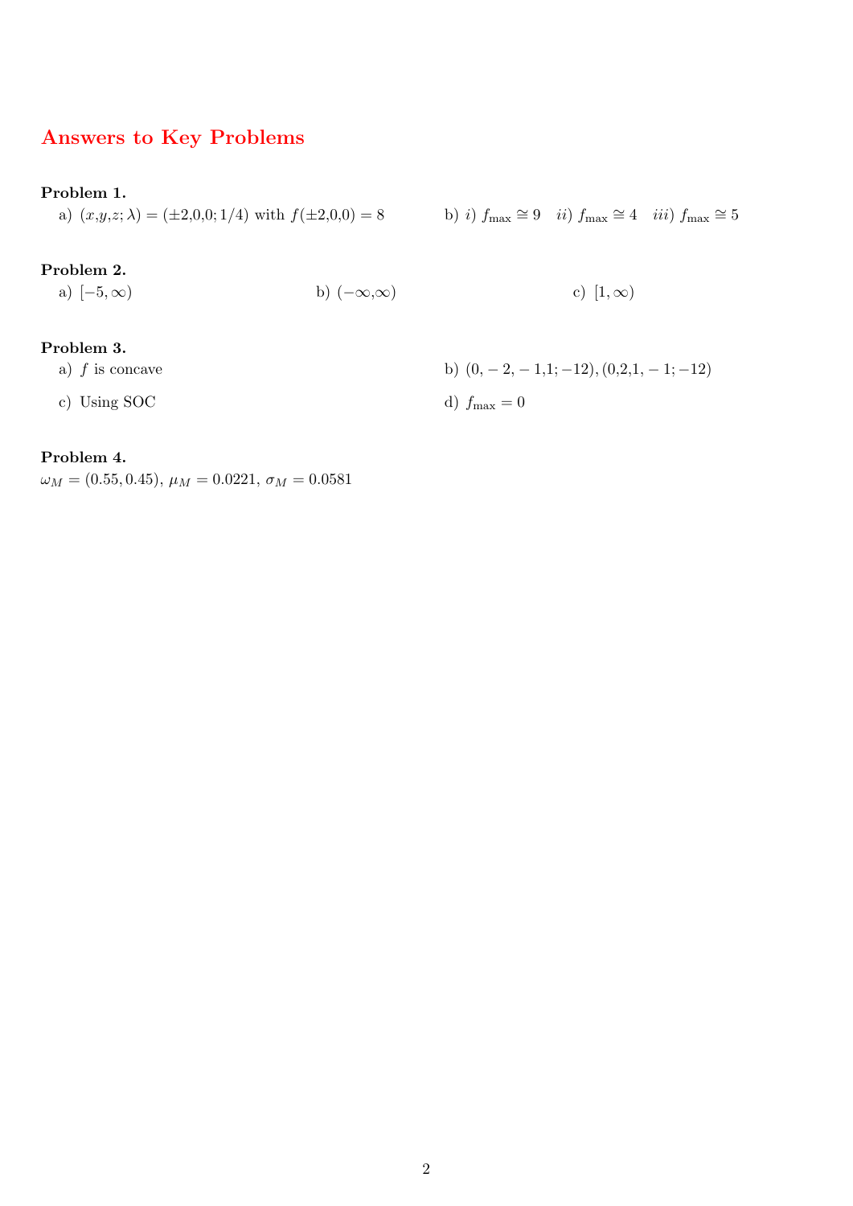## Answers to Key Problems

**Problem 1.**

a) $(x,y,z;\lambda) = (\pm 2,0,0;1/4)$ with $f(\pm 2,0,0) = 8$

b) *i)* $f_{\max} \cong 9$ *ii)* $f_{\max} \cong 4$ *iii)* $f_{\max} \cong 5$

**Problem 2.**

a) $[-5,\infty)$

b) $(-\infty,\infty)$

c) $[1,\infty)$

**Problem 3.**

a) $f$ is concave

b) $(0,-2,-1,1;-12),(0,2,1,-1;-12)$

c) Using SOC

d) $f_{\max} = 0$

**Problem 4.**

$\omega_M = (0.55, 0.45)$, $\mu_M = 0.0221$, $\sigma_M = 0.0581$